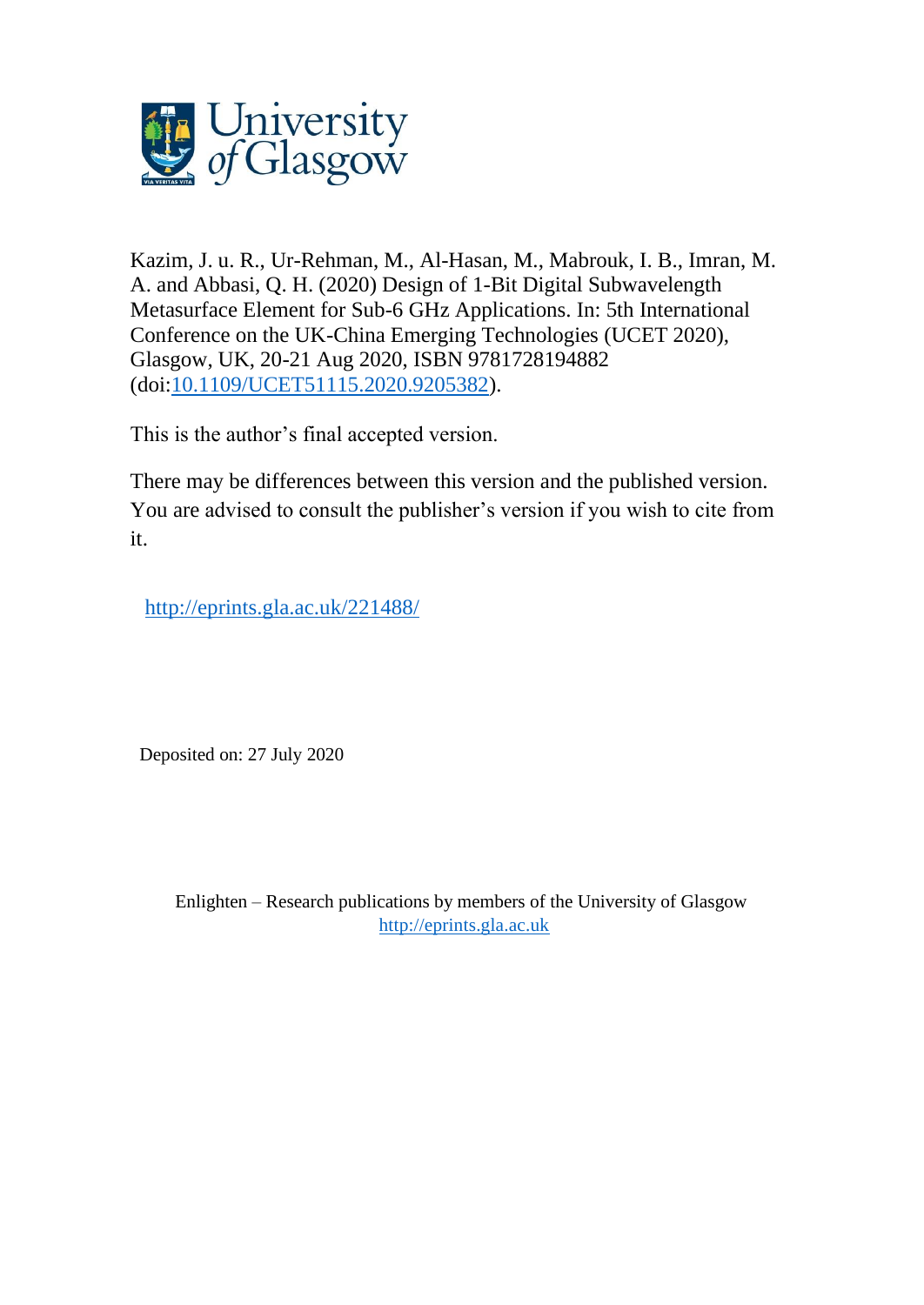University of Glasgow

Kazim, J. u. R., Ur-Rehman, M., Al-Hasan, M., Mabrouk, I. B., Imran, M. A. and Abbasi, Q. H. (2020) Design of 1-Bit Digital Subwavelength Metasurface Element for Sub-6 GHz Applications. In: 5th International Conference on the UK-China Emerging Technologies (UCET 2020), Glasgow, UK, 20-21 Aug 2020, ISBN 9781728194882 (doi:[10.1109/UCET51115.2020.9205382](https://doi.org/10.1109/UCET51115.2020.9205382)).

This is the author's final accepted version.

There may be differences between this version and the published version. You are advised to consult the publisher's version if you wish to cite from it.

<http://eprints.gla.ac.uk/221488/>

Deposited on: 27 July 2020

Enlighten – Research publications by members of the University of Glasgow
<http://eprints.gla.ac.uk>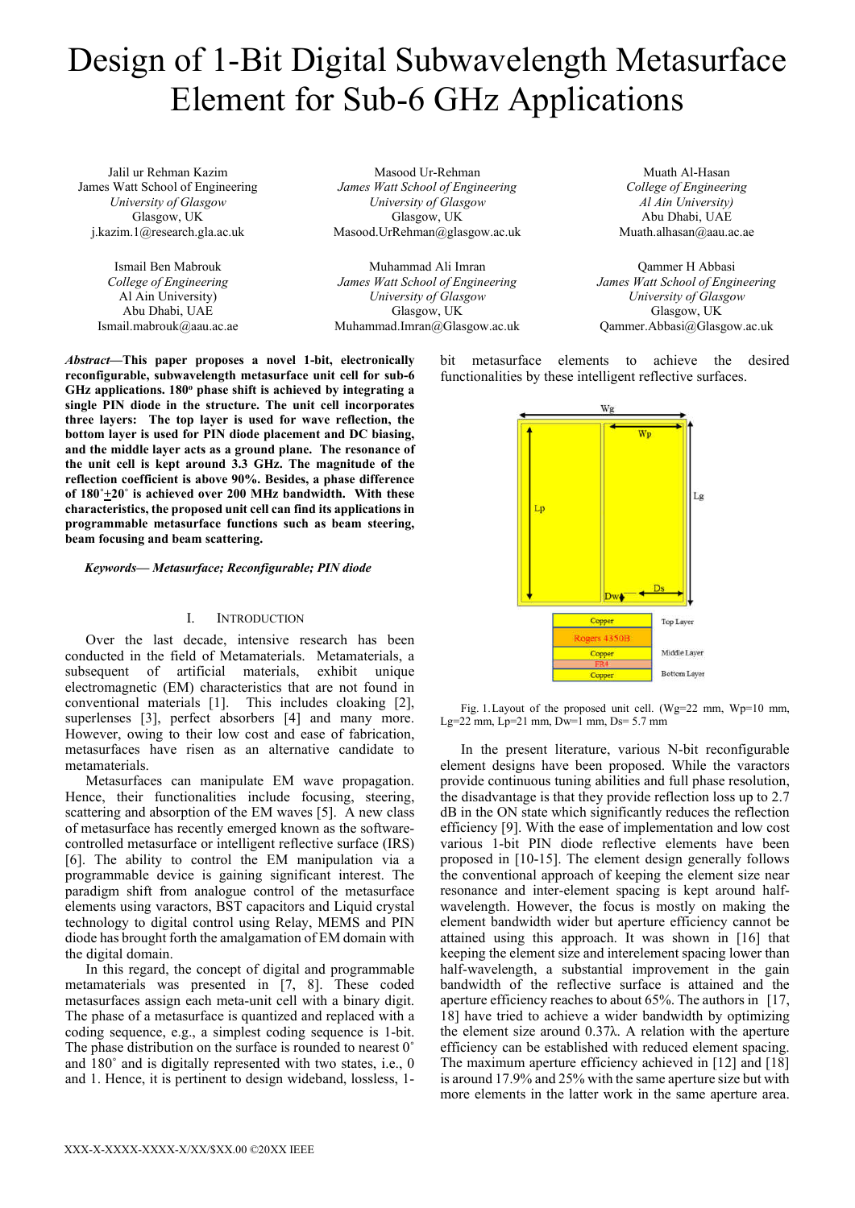# Design of 1-Bit Digital Subwavelength Metasurface Element for Sub-6 GHz Applications

Jalil ur Rehman Kazim
James Watt School of Engineering
*University of Glasgow*
Glasgow, UK
j.kazim.1@research.gla.ac.uk

Masood Ur-Rehman
*James Watt School of Engineering*
*University of Glasgow*
Glasgow, UK
Masood.UrRehman@glasgow.ac.uk

Muath Al-Hasan
*College of Engineering*
*Al Ain University)*
Abu Dhabi, UAE
Muath.alhasan@aau.ac.ae

Ismail Ben Mabrouk
*College of Engineering*
Al Ain University)
Abu Dhabi, UAE
Ismail.mabrouk@aau.ac.ae

Muhammad Ali Imran
*James Watt School of Engineering*
*University of Glasgow*
Glasgow, UK
Muhammad.Imran@Glasgow.ac.uk

Qammer H Abbasi
*James Watt School of Engineering*
*University of Glasgow*
Glasgow, UK
Qammer.Abbasi@Glasgow.ac.uk

***Abstract*—This paper proposes a novel 1-bit, electronically reconfigurable, subwavelength metasurface unit cell for sub-6 GHz applications. 180º phase shift is achieved by integrating a single PIN diode in the structure. The unit cell incorporates three layers: The top layer is used for wave reflection, the bottom layer is used for PIN diode placement and DC biasing, and the middle layer acts as a ground plane. The resonance of the unit cell is kept around 3.3 GHz. The magnitude of the reflection coefficient is above 90%. Besides, a phase difference of 180˚±20˚ is achieved over 200 MHz bandwidth. With these characteristics, the proposed unit cell can find its applications in programmable metasurface functions such as beam steering, beam focusing and beam scattering.**

***Keywords— Metasurface; Reconfigurable; PIN diode***

## I. Introduction

Over the last decade, intensive research has been conducted in the field of Metamaterials. Metamaterials, a subsequent of artificial materials, exhibit unique electromagnetic (EM) characteristics that are not found in conventional materials [1]. This includes cloaking [2], superlenses [3], perfect absorbers [4] and many more. However, owing to their low cost and ease of fabrication, metasurfaces have risen as an alternative candidate to metamaterials.

Metasurfaces can manipulate EM wave propagation. Hence, their functionalities include focusing, steering, scattering and absorption of the EM waves [5]. A new class of metasurface has recently emerged known as the software-controlled metasurface or intelligent reflective surface (IRS) [6]. The ability to control the EM manipulation via a programmable device is gaining significant interest. The paradigm shift from analogue control of the metasurface elements using varactors, BST capacitors and Liquid crystal technology to digital control using Relay, MEMS and PIN diode has brought forth the amalgamation of EM domain with the digital domain.

In this regard, the concept of digital and programmable metamaterials was presented in [7, 8]. These coded metasurfaces assign each meta-unit cell with a binary digit. The phase of a metasurface is quantized and replaced with a coding sequence, e.g., a simplest coding sequence is 1-bit. The phase distribution on the surface is rounded to nearest 0˚ and 180˚ and is digitally represented with two states, i.e., 0 and 1. Hence, it is pertinent to design wideband, lossless, 1-bit metasurface elements to achieve the desired functionalities by these intelligent reflective surfaces.

Wg
Wp
Lp
Lg
Dw
Ds
Copper
Rogers 4350B
Copper
FR4
Copper
Top Layer
Middle Layer
Bottom Layer

Fig. 1. Layout of the proposed unit cell. (Wg=22 mm, Wp=10 mm, Lg=22 mm, Lp=21 mm, Dw=1 mm, Ds= 5.7 mm

In the present literature, various N-bit reconfigurable element designs have been proposed. While the varactors provide continuous tuning abilities and full phase resolution, the disadvantage is that they provide reflection loss up to 2.7 dB in the ON state which significantly reduces the reflection efficiency [9]. With the ease of implementation and low cost various 1-bit PIN diode reflective elements have been proposed in [10-15]. The element design generally follows the conventional approach of keeping the element size near resonance and inter-element spacing is kept around half-wavelength. However, the focus is mostly on making the element bandwidth wider but aperture efficiency cannot be attained using this approach. It was shown in [16] that keeping the element size and interelement spacing lower than half-wavelength, a substantial improvement in the gain bandwidth of the reflective surface is attained and the aperture efficiency reaches to about 65%. The authors in [17, 18] have tried to achieve a wider bandwidth by optimizing the element size around 0.37λ. A relation with the aperture efficiency can be established with reduced element spacing. The maximum aperture efficiency achieved in [12] and [18] is around 17.9% and 25% with the same aperture size but with more elements in the latter work in the same aperture area.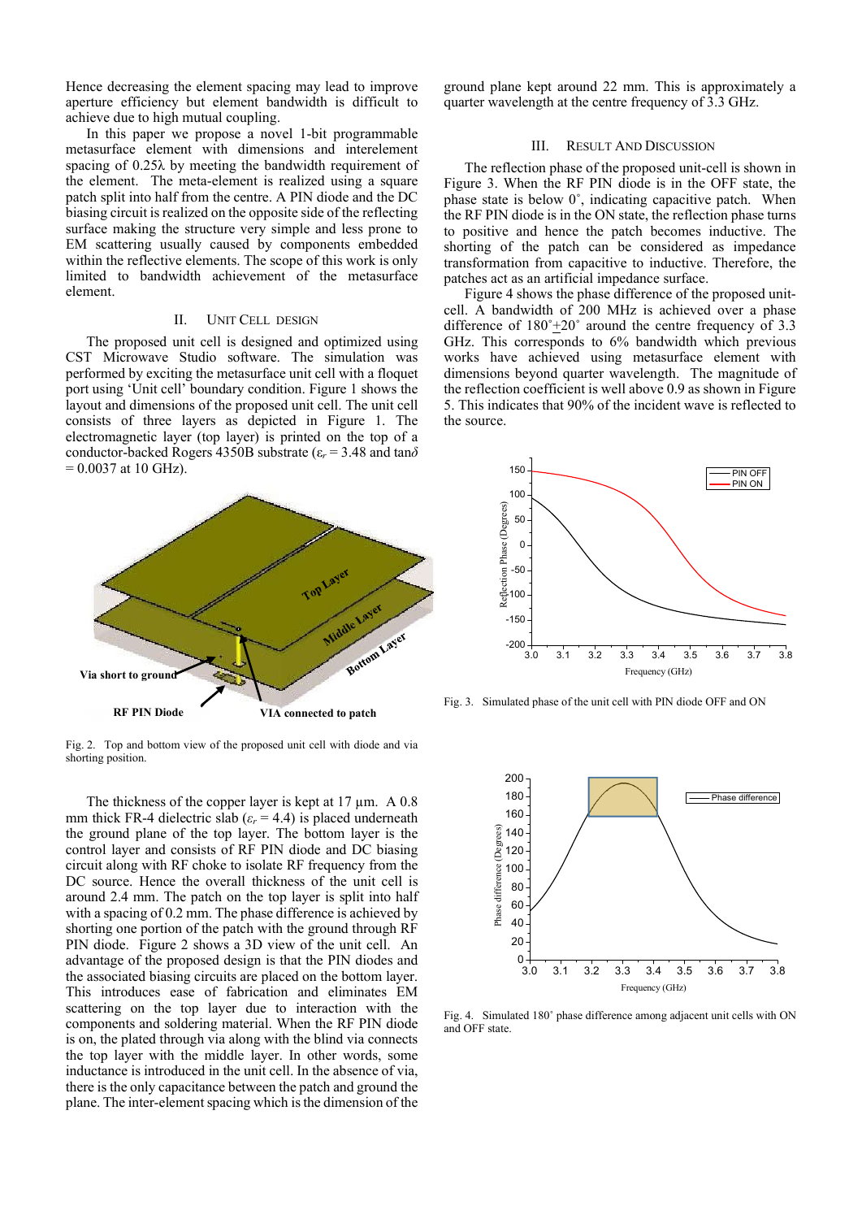Hence decreasing the element spacing may lead to improve aperture efficiency but element bandwidth is difficult to achieve due to high mutual coupling.

In this paper we propose a novel 1-bit programmable metasurface element with dimensions and interelement spacing of 0.25λ by meeting the bandwidth requirement of the element. The meta-element is realized using a square patch split into half from the centre. A PIN diode and the DC biasing circuit is realized on the opposite side of the reflecting surface making the structure very simple and less prone to EM scattering usually caused by components embedded within the reflective elements. The scope of this work is only limited to bandwidth achievement of the metasurface element.

## II. Unit Cell Design

The proposed unit cell is designed and optimized using CST Microwave Studio software. The simulation was performed by exciting the metasurface unit cell with a floquet port using 'Unit cell' boundary condition. Figure 1 shows the layout and dimensions of the proposed unit cell. The unit cell consists of three layers as depicted in Figure 1. The electromagnetic layer (top layer) is printed on the top of a conductor-backed Rogers 4350B substrate ($\varepsilon_r$ = 3.48 and tan$\delta$ = 0.0037 at 10 GHz).

Top Layer
Middle Layer
Bottom Layer
Via short to ground
RF PIN Diode
VIA connected to patch

Fig. 2. Top and bottom view of the proposed unit cell with diode and via shorting position.

The thickness of the copper layer is kept at 17 µm. A 0.8 mm thick FR-4 dielectric slab ($\varepsilon_r$ = 4.4) is placed underneath the ground plane of the top layer. The bottom layer is the control layer and consists of RF PIN diode and DC biasing circuit along with RF choke to isolate RF frequency from the DC source. Hence the overall thickness of the unit cell is around 2.4 mm. The patch on the top layer is split into half with a spacing of 0.2 mm. The phase difference is achieved by shorting one portion of the patch with the ground through RF PIN diode. Figure 2 shows a 3D view of the unit cell. An advantage of the proposed design is that the PIN diodes and the associated biasing circuits are placed on the bottom layer. This introduces ease of fabrication and eliminates EM scattering on the top layer due to interaction with the components and soldering material. When the RF PIN diode is on, the plated through via along with the blind via connects the top layer with the middle layer. In other words, some inductance is introduced in the unit cell. In the absence of via, there is the only capacitance between the patch and ground the plane. The inter-element spacing which is the dimension of the ground plane kept around 22 mm. This is approximately a quarter wavelength at the centre frequency of 3.3 GHz.

## III. Result And Discussion

The reflection phase of the proposed unit-cell is shown in Figure 3. When the RF PIN diode is in the OFF state, the phase state is below 0˚, indicating capacitive patch. When the RF PIN diode is in the ON state, the reflection phase turns to positive and hence the patch becomes inductive. The shorting of the patch can be considered as impedance transformation from capacitive to inductive. Therefore, the patches act as an artificial impedance surface.

Figure 4 shows the phase difference of the proposed unit-cell. A bandwidth of 200 MHz is achieved over a phase difference of 180˚±20˚ around the centre frequency of 3.3 GHz. This corresponds to 6% bandwidth which previous works have achieved using metasurface element with dimensions beyond quarter wavelength. The magnitude of the reflection coefficient is well above 0.9 as shown in Figure 5. This indicates that 90% of the incident wave is reflected to the source.

150
100
50
0
-50
-100
-150
-200
Reflection Phase (Degrees)
3.0 3.1 3.2 3.3 3.4 3.5 3.6 3.7 3.8
Frequency (GHz)
PIN OFF
PIN ON

Fig. 3. Simulated phase of the unit cell with PIN diode OFF and ON

200
180
160
140
120
100
80
60
40
20
0
Phase difference (Degrees)
3.0 3.1 3.2 3.3 3.4 3.5 3.6 3.7 3.8
Frequency (GHz)
Phase difference

Fig. 4. Simulated 180˚ phase difference among adjacent unit cells with ON and OFF state.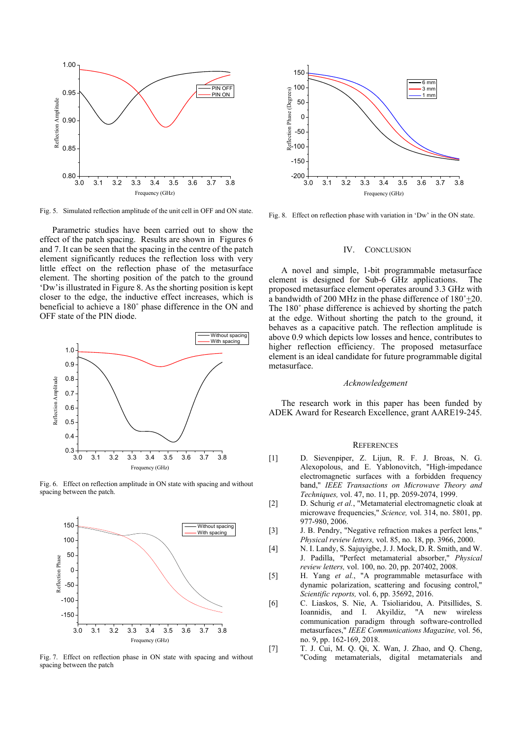Fig. 5. Simulated reflection amplitude of the unit cell in OFF and ON state.

Parametric studies have been carried out to show the effect of the patch spacing. Results are shown in Figures 6 and 7. It can be seen that the spacing in the centre of the patch element significantly reduces the reflection loss with very little effect on the reflection phase of the metasurface element. The shorting position of the patch to the ground 'Dw'is illustrated in Figure 8. As the shorting position is kept closer to the edge, the inductive effect increases, which is beneficial to achieve a 180˚ phase difference in the ON and OFF state of the PIN diode.

Fig. 6. Effect on reflection amplitude in ON state with spacing and without spacing between the patch.

Fig. 7. Effect on reflection phase in ON state with spacing and without spacing between the patch

Fig. 8. Effect on reflection phase with variation in 'Dw' in the ON state.

## IV. Conclusion

A novel and simple, 1-bit programmable metasurface element is designed for Sub-6 GHz applications. The proposed metasurface element operates around 3.3 GHz with a bandwidth of 200 MHz in the phase difference of 180˚±20. The 180˚ phase difference is achieved by shorting the patch at the edge. Without shorting the patch to the ground, it behaves as a capacitive patch. The reflection amplitude is above 0.9 which depicts low losses and hence, contributes to higher reflection efficiency. The proposed metasurface element is an ideal candidate for future programmable digital metasurface.

### *Acknowledgement*

The research work in this paper has been funded by ADEK Award for Research Excellence, grant AARE19-245.

## References

[1] D. Sievenpiper, Z. Lijun, R. F. J. Broas, N. G. Alexopolous, and E. Yablonovitch, "High-impedance electromagnetic surfaces with a forbidden frequency band," *IEEE Transactions on Microwave Theory and Techniques,* vol. 47, no. 11, pp. 2059-2074, 1999.

[2] D. Schurig *et al.*, "Metamaterial electromagnetic cloak at microwave frequencies," *Science,* vol. 314, no. 5801, pp. 977-980, 2006.

[3] J. B. Pendry, "Negative refraction makes a perfect lens," *Physical review letters,* vol. 85, no. 18, pp. 3966, 2000.

[4] N. I. Landy, S. Sajuyigbe, J. J. Mock, D. R. Smith, and W. J. Padilla, "Perfect metamaterial absorber," *Physical review letters,* vol. 100, no. 20, pp. 207402, 2008.

[5] H. Yang *et al.*, "A programmable metasurface with dynamic polarization, scattering and focusing control," *Scientific reports,* vol. 6, pp. 35692, 2016.

[6] C. Liaskos, S. Nie, A. Tsioliaridou, A. Pitsillides, S. Ioannidis, and I. Akyildiz, "A new wireless communication paradigm through software-controlled metasurfaces," *IEEE Communications Magazine,* vol. 56, no. 9, pp. 162-169, 2018.

[7] T. J. Cui, M. Q. Qi, X. Wan, J. Zhao, and Q. Cheng, "Coding metamaterials, digital metamaterials and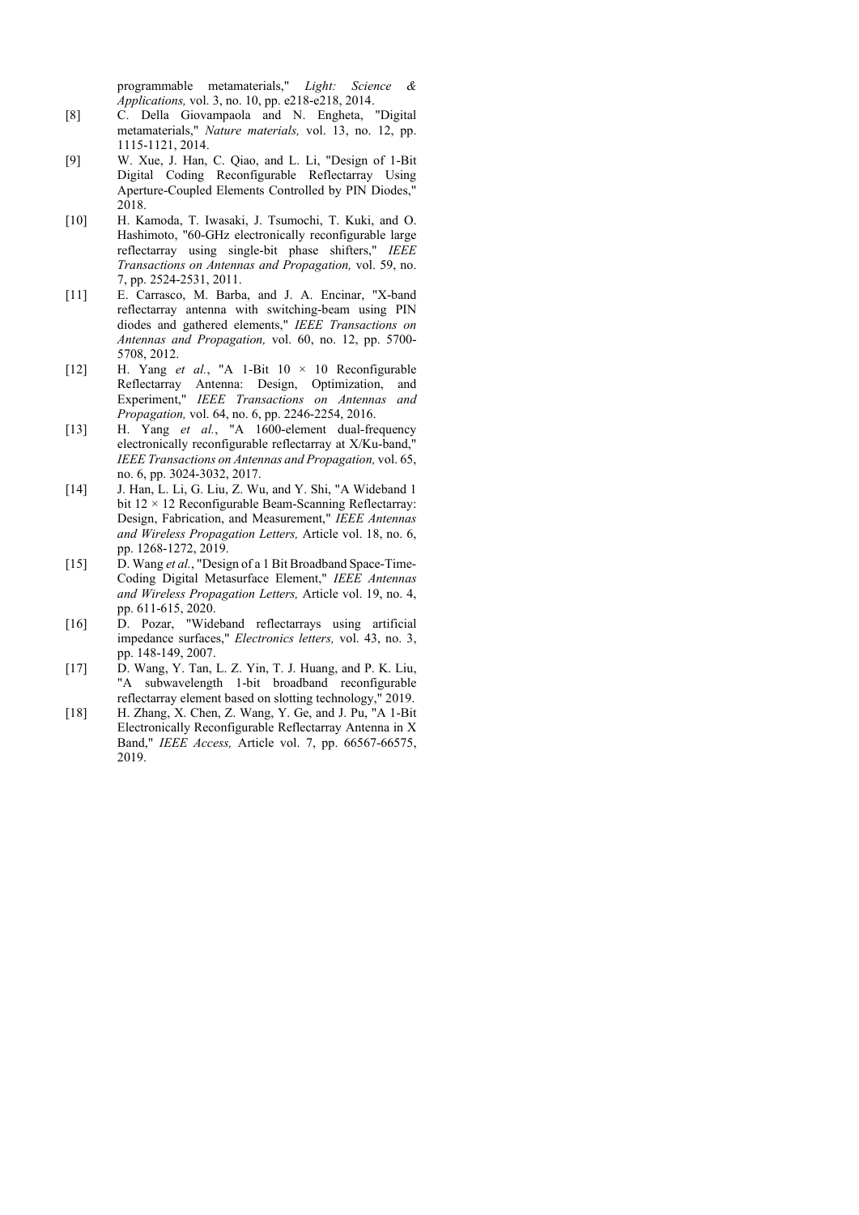programmable metamaterials," *Light: Science & Applications,* vol. 3, no. 10, pp. e218-e218, 2014.

[8] C. Della Giovampaola and N. Engheta, "Digital metamaterials," *Nature materials,* vol. 13, no. 12, pp. 1115-1121, 2014.

[9] W. Xue, J. Han, C. Qiao, and L. Li, "Design of 1-Bit Digital Coding Reconfigurable Reflectarray Using Aperture-Coupled Elements Controlled by PIN Diodes," 2018.

[10] H. Kamoda, T. Iwasaki, J. Tsumochi, T. Kuki, and O. Hashimoto, "60-GHz electronically reconfigurable large reflectarray using single-bit phase shifters," *IEEE Transactions on Antennas and Propagation,* vol. 59, no. 7, pp. 2524-2531, 2011.

[11] E. Carrasco, M. Barba, and J. A. Encinar, "X-band reflectarray antenna with switching-beam using PIN diodes and gathered elements," *IEEE Transactions on Antennas and Propagation,* vol. 60, no. 12, pp. 5700-5708, 2012.

[12] H. Yang *et al.*, "A 1-Bit $10 \times 10$ Reconfigurable Reflectarray Antenna: Design, Optimization, and Experiment," *IEEE Transactions on Antennas and Propagation,* vol. 64, no. 6, pp. 2246-2254, 2016.

[13] H. Yang *et al.*, "A 1600-element dual-frequency electronically reconfigurable reflectarray at X/Ku-band," *IEEE Transactions on Antennas and Propagation,* vol. 65, no. 6, pp. 3024-3032, 2017.

[14] J. Han, L. Li, G. Liu, Z. Wu, and Y. Shi, "A Wideband 1 bit $12 \times 12$ Reconfigurable Beam-Scanning Reflectarray: Design, Fabrication, and Measurement," *IEEE Antennas and Wireless Propagation Letters,* Article vol. 18, no. 6, pp. 1268-1272, 2019.

[15] D. Wang *et al.*, "Design of a 1 Bit Broadband Space-Time-Coding Digital Metasurface Element," *IEEE Antennas and Wireless Propagation Letters,* Article vol. 19, no. 4, pp. 611-615, 2020.

[16] D. Pozar, "Wideband reflectarrays using artificial impedance surfaces," *Electronics letters,* vol. 43, no. 3, pp. 148-149, 2007.

[17] D. Wang, Y. Tan, L. Z. Yin, T. J. Huang, and P. K. Liu, "A subwavelength 1-bit broadband reconfigurable reflectarray element based on slotting technology," 2019.

[18] H. Zhang, X. Chen, Z. Wang, Y. Ge, and J. Pu, "A 1-Bit Electronically Reconfigurable Reflectarray Antenna in X Band," *IEEE Access,* Article vol. 7, pp. 66567-66575, 2019.